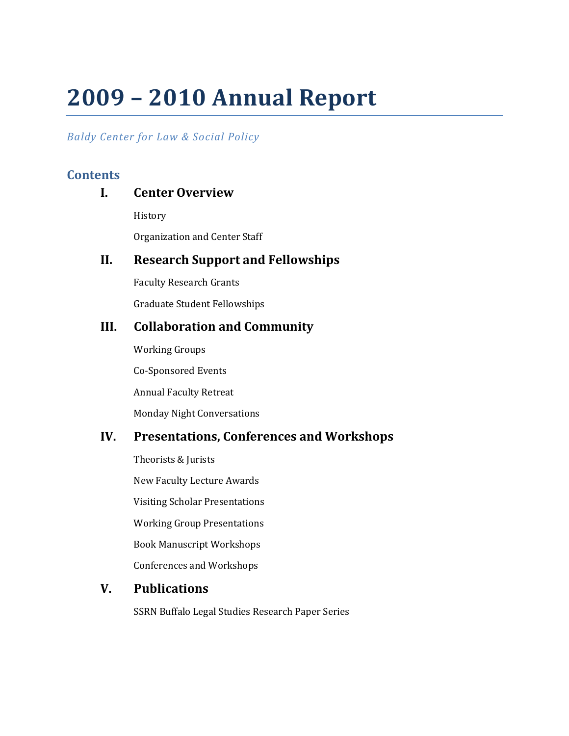# 2009 – 2010 Annual Report

*Baldy Center for Law & Social Policy*

## Contents

### I. Center Overview

History

Organization and Center Staff

### II. Research Support and Fellowships

Faculty Research Grants

Graduate Student Fellowships

### III. Collaboration and Community

Working Groups

Co-Sponsored Events

Annual Faculty Retreat

Monday Night Conversations

### IV. Presentations, Conferences and Workshops

Theorists & Jurists

New Faculty Lecture Awards

Visiting Scholar Presentations

Working Group Presentations

Book Manuscript Workshops

Conferences and Workshops

### V. Publications

SSRN Buffalo Legal Studies Research Paper Series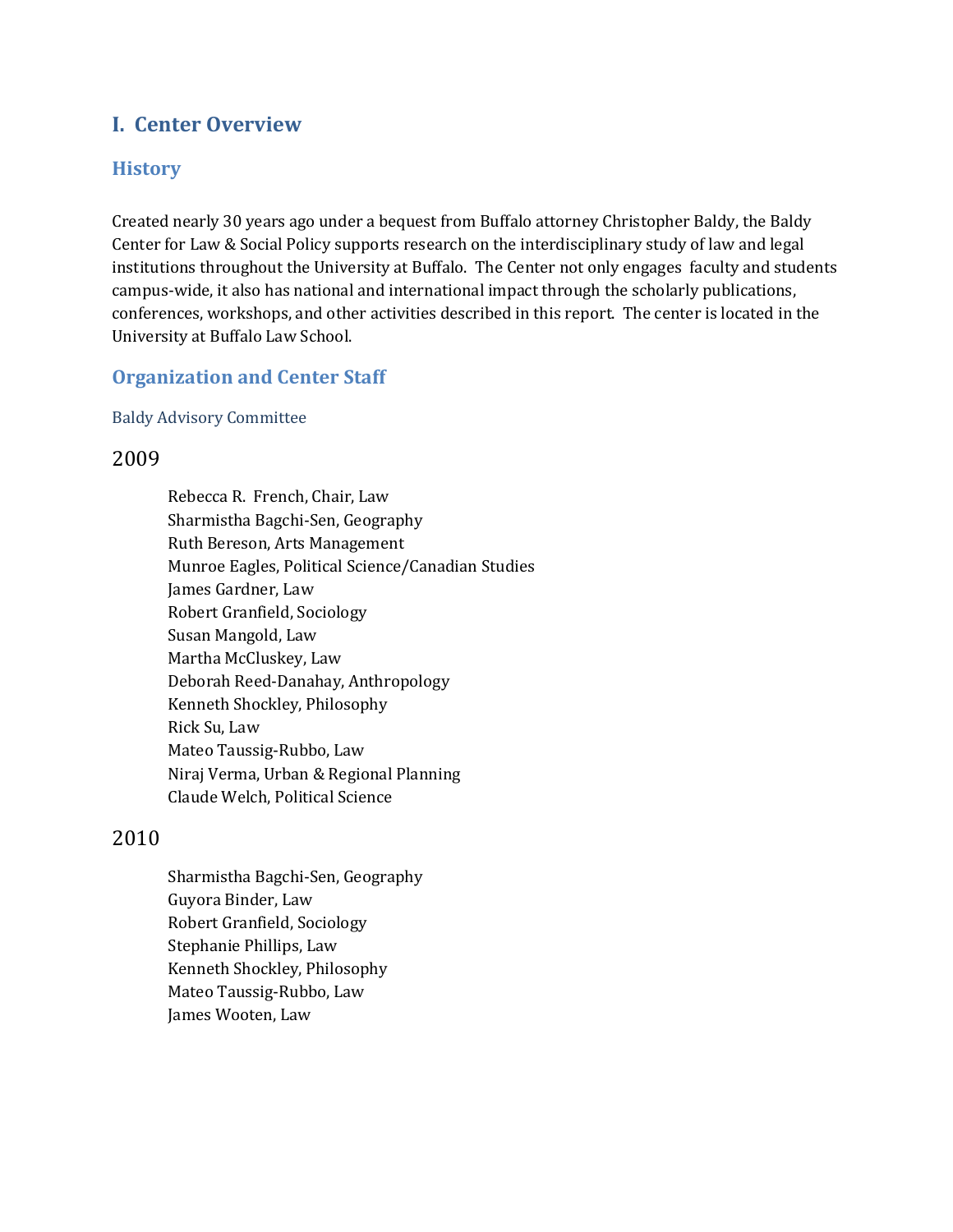# I. Center Overview

## History

Created nearly 30 years ago under a bequest from Buffalo attorney Christopher Baldy, the Baldy Center for Law & Social Policy supports research on the interdisciplinary study of law and legal institutions throughout the University at Buffalo. The Center not only engages faculty and students campus-wide, it also has national and international impact through the scholarly publications, conferences, workshops, and other activities described in this report. The center is located in the University at Buffalo Law School.

## Organization and Center Staff

### Baldy Advisory Committee

#### 2009

- Rebecca R. French, Chair, Law
- Sharmistha Bagchi-Sen, Geography
- Ruth Bereson, Arts Management
- Munroe Eagles, Political Science/Canadian Studies
- James Gardner, Law
- Robert Granfield, Sociology
- Susan Mangold, Law
- Martha McCluskey, Law
- Deborah Reed-Danahay, Anthropology
- Kenneth Shockley, Philosophy
- Rick Su, Law
- Mateo Taussig-Rubbo, Law
- Niraj Verma, Urban & Regional Planning
- Claude Welch, Political Science

#### 2010

- Sharmistha Bagchi-Sen, Geography
- Guyora Binder, Law
- Robert Granfield, Sociology
- Stephanie Phillips, Law
- Kenneth Shockley, Philosophy
- Mateo Taussig-Rubbo, Law
- James Wooten, Law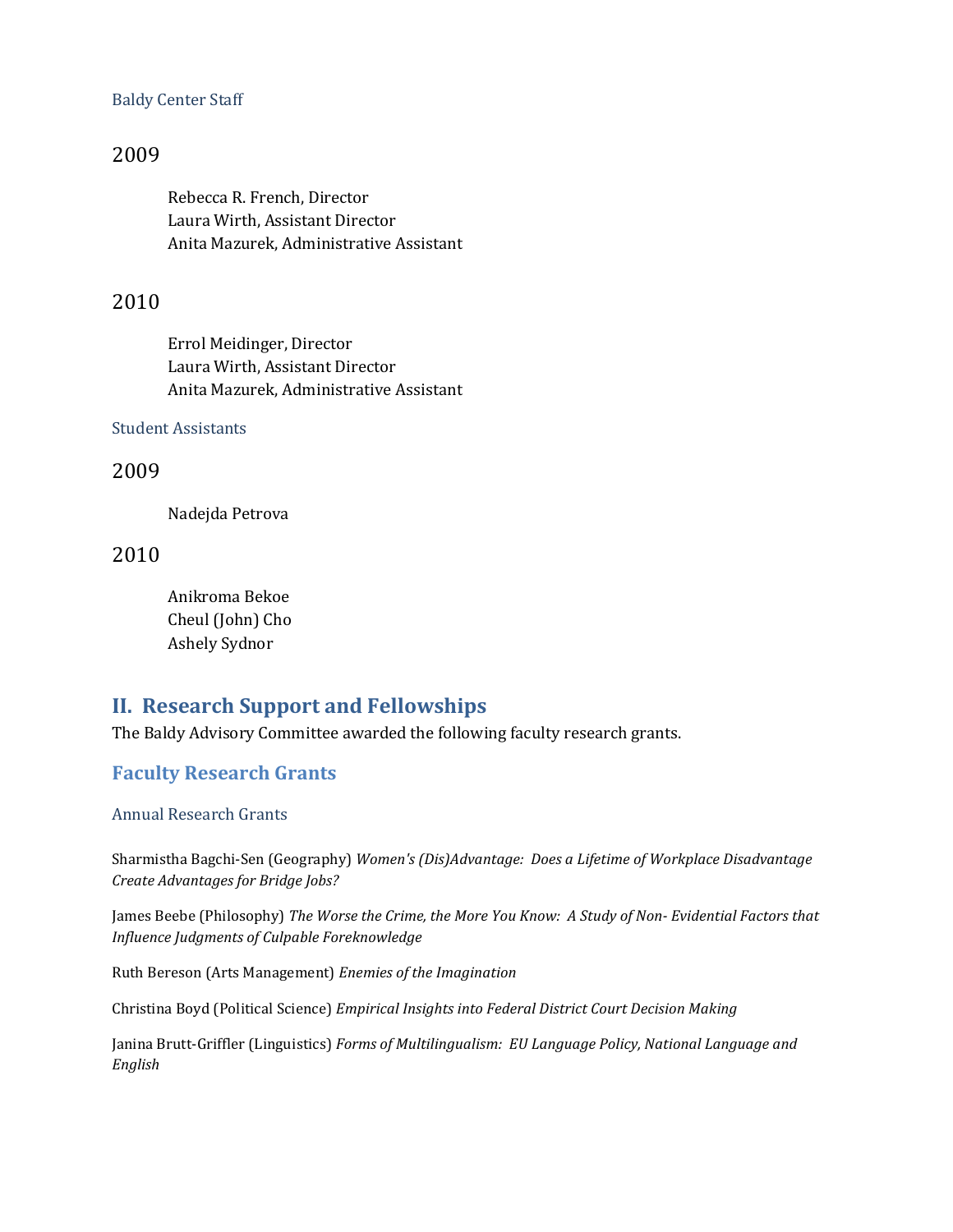### Baldy Center Staff

#### 2009

Rebecca R. French, Director
Laura Wirth, Assistant Director
Anita Mazurek, Administrative Assistant

#### 2010

Errol Meidinger, Director
Laura Wirth, Assistant Director
Anita Mazurek, Administrative Assistant

### Student Assistants

#### 2009

Nadejda Petrova

#### 2010

Anikroma Bekoe
Cheul (John) Cho
Ashely Sydnor

## II. Research Support and Fellowships

The Baldy Advisory Committee awarded the following faculty research grants.

### Faculty Research Grants

#### Annual Research Grants

Sharmistha Bagchi-Sen (Geography) *Women's (Dis)Advantage: Does a Lifetime of Workplace Disadvantage Create Advantages for Bridge Jobs?*

James Beebe (Philosophy) *The Worse the Crime, the More You Know: A Study of Non- Evidential Factors that Influence Judgments of Culpable Foreknowledge*

Ruth Bereson (Arts Management) *Enemies of the Imagination*

Christina Boyd (Political Science) *Empirical Insights into Federal District Court Decision Making*

Janina Brutt-Griffler (Linguistics) *Forms of Multilingualism: EU Language Policy, National Language and English*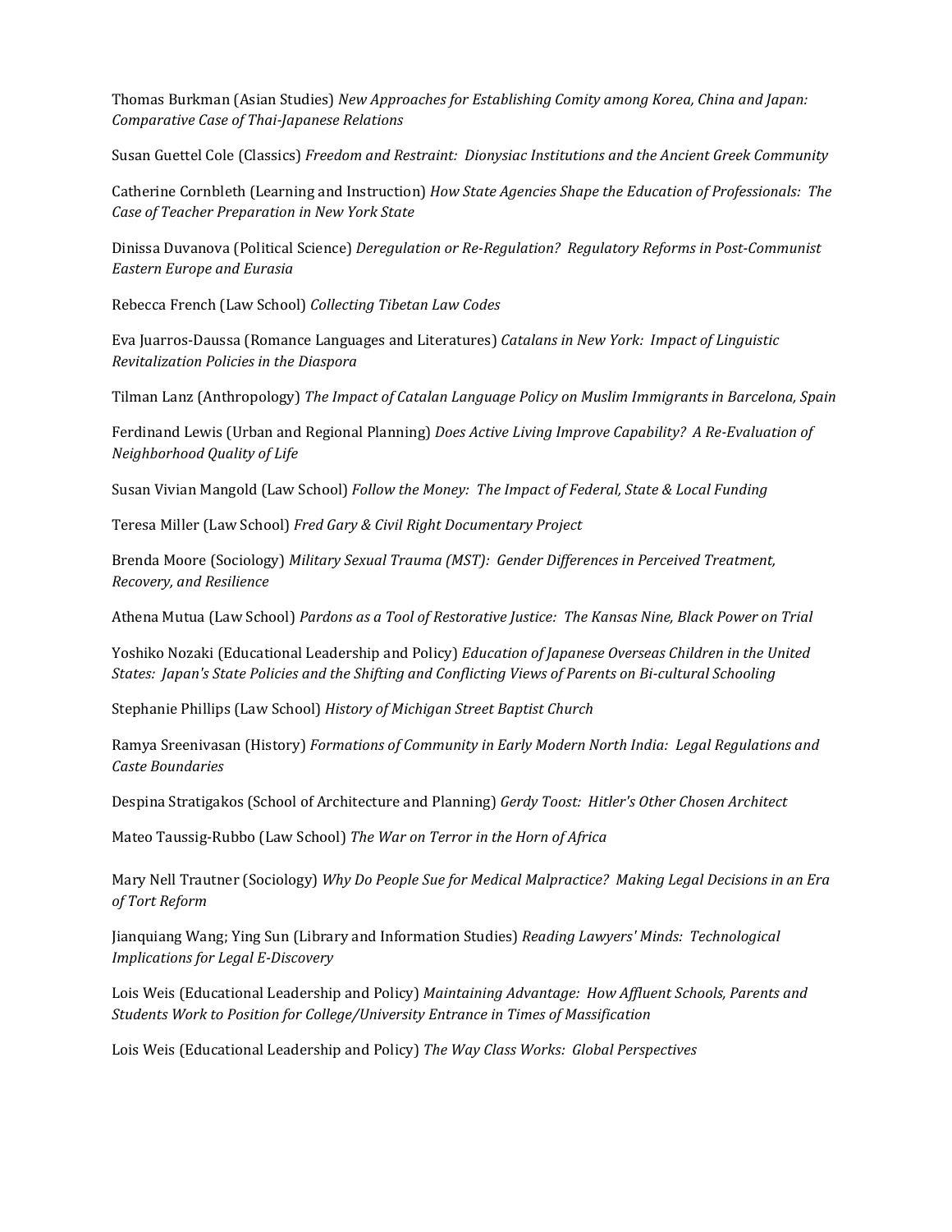Thomas Burkman (Asian Studies) *New Approaches for Establishing Comity among Korea, China and Japan: Comparative Case of Thai-Japanese Relations*

Susan Guettel Cole (Classics) *Freedom and Restraint: Dionysiac Institutions and the Ancient Greek Community*

Catherine Cornbleth (Learning and Instruction) *How State Agencies Shape the Education of Professionals: The Case of Teacher Preparation in New York State*

Dinissa Duvanova (Political Science) *Deregulation or Re-Regulation? Regulatory Reforms in Post-Communist Eastern Europe and Eurasia*

Rebecca French (Law School) *Collecting Tibetan Law Codes*

Eva Juarros-Daussa (Romance Languages and Literatures) *Catalans in New York: Impact of Linguistic Revitalization Policies in the Diaspora*

Tilman Lanz (Anthropology) *The Impact of Catalan Language Policy on Muslim Immigrants in Barcelona, Spain*

Ferdinand Lewis (Urban and Regional Planning) *Does Active Living Improve Capability? A Re-Evaluation of Neighborhood Quality of Life*

Susan Vivian Mangold (Law School) *Follow the Money: The Impact of Federal, State & Local Funding*

Teresa Miller (Law School) *Fred Gary & Civil Right Documentary Project*

Brenda Moore (Sociology) *Military Sexual Trauma (MST): Gender Differences in Perceived Treatment, Recovery, and Resilience*

Athena Mutua (Law School) *Pardons as a Tool of Restorative Justice: The Kansas Nine, Black Power on Trial*

Yoshiko Nozaki (Educational Leadership and Policy) *Education of Japanese Overseas Children in the United States: Japan's State Policies and the Shifting and Conflicting Views of Parents on Bi-cultural Schooling*

Stephanie Phillips (Law School) *History of Michigan Street Baptist Church*

Ramya Sreenivasan (History) *Formations of Community in Early Modern North India: Legal Regulations and Caste Boundaries*

Despina Stratigakos (School of Architecture and Planning) *Gerdy Toost: Hitler's Other Chosen Architect*

Mateo Taussig-Rubbo (Law School) *The War on Terror in the Horn of Africa*

Mary Nell Trautner (Sociology) *Why Do People Sue for Medical Malpractice? Making Legal Decisions in an Era of Tort Reform*

Jianquiang Wang; Ying Sun (Library and Information Studies) *Reading Lawyers' Minds: Technological Implications for Legal E-Discovery*

Lois Weis (Educational Leadership and Policy) *Maintaining Advantage: How Affluent Schools, Parents and Students Work to Position for College/University Entrance in Times of Massification*

Lois Weis (Educational Leadership and Policy) *The Way Class Works: Global Perspectives*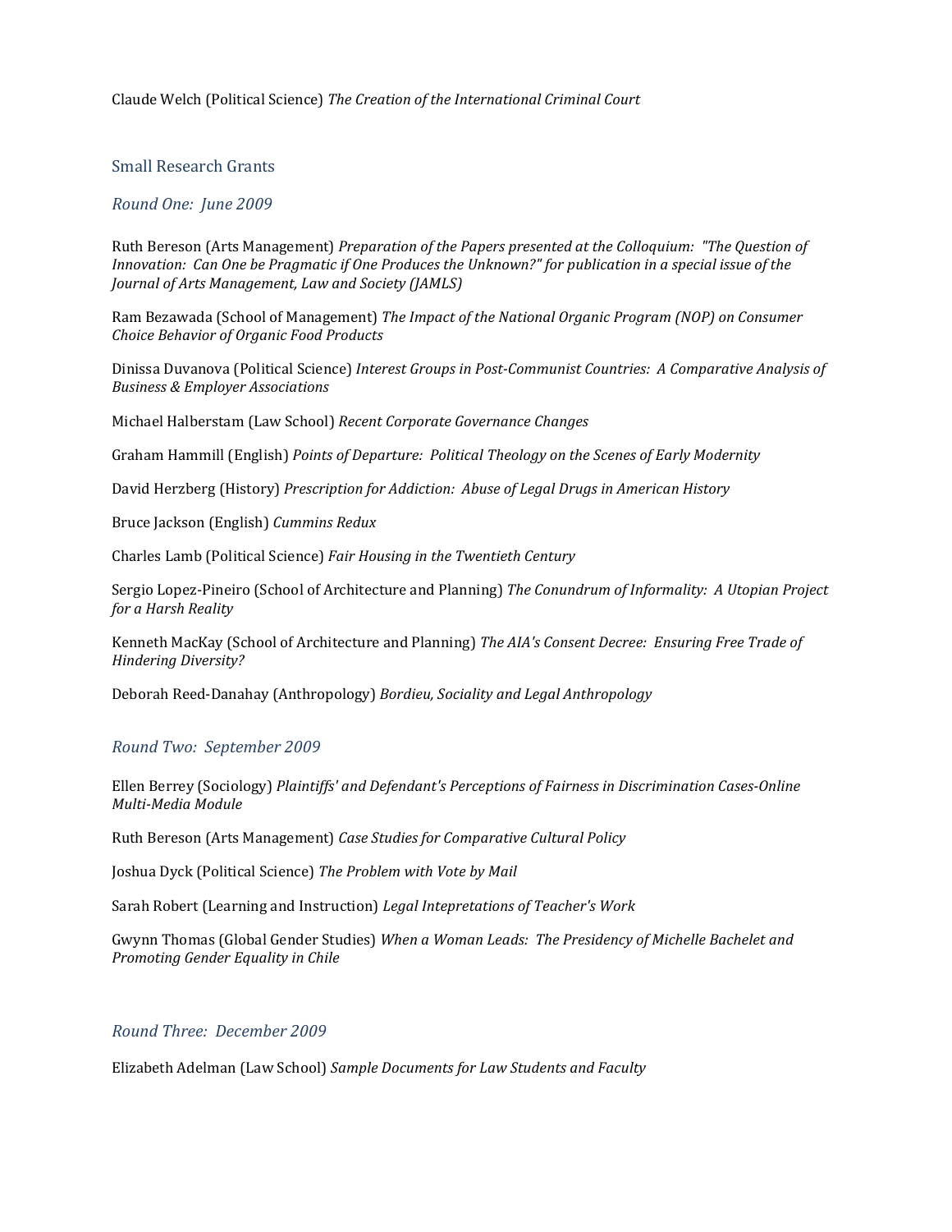Claude Welch (Political Science) *The Creation of the International Criminal Court*

## Small Research Grants

### *Round One: June 2009*

Ruth Bereson (Arts Management) *Preparation of the Papers presented at the Colloquium: "The Question of Innovation: Can One be Pragmatic if One Produces the Unknown?" for publication in a special issue of the Journal of Arts Management, Law and Society (JAMLS)*

Ram Bezawada (School of Management) *The Impact of the National Organic Program (NOP) on Consumer Choice Behavior of Organic Food Products*

Dinissa Duvanova (Political Science) *Interest Groups in Post-Communist Countries: A Comparative Analysis of Business & Employer Associations*

Michael Halberstam (Law School) *Recent Corporate Governance Changes*

Graham Hammill (English) *Points of Departure: Political Theology on the Scenes of Early Modernity*

David Herzberg (History) *Prescription for Addiction: Abuse of Legal Drugs in American History*

Bruce Jackson (English) *Cummins Redux*

Charles Lamb (Political Science) *Fair Housing in the Twentieth Century*

Sergio Lopez-Pineiro (School of Architecture and Planning) *The Conundrum of Informality: A Utopian Project for a Harsh Reality*

Kenneth MacKay (School of Architecture and Planning) *The AIA's Consent Decree: Ensuring Free Trade of Hindering Diversity?*

Deborah Reed-Danahay (Anthropology) *Bordieu, Sociality and Legal Anthropology*

### *Round Two: September 2009*

Ellen Berrey (Sociology) *Plaintiffs' and Defendant's Perceptions of Fairness in Discrimination Cases-Online Multi-Media Module*

Ruth Bereson (Arts Management) *Case Studies for Comparative Cultural Policy*

Joshua Dyck (Political Science) *The Problem with Vote by Mail*

Sarah Robert (Learning and Instruction) *Legal Intepretations of Teacher's Work*

Gwynn Thomas (Global Gender Studies) *When a Woman Leads: The Presidency of Michelle Bachelet and Promoting Gender Equality in Chile*

### *Round Three: December 2009*

Elizabeth Adelman (Law School) *Sample Documents for Law Students and Faculty*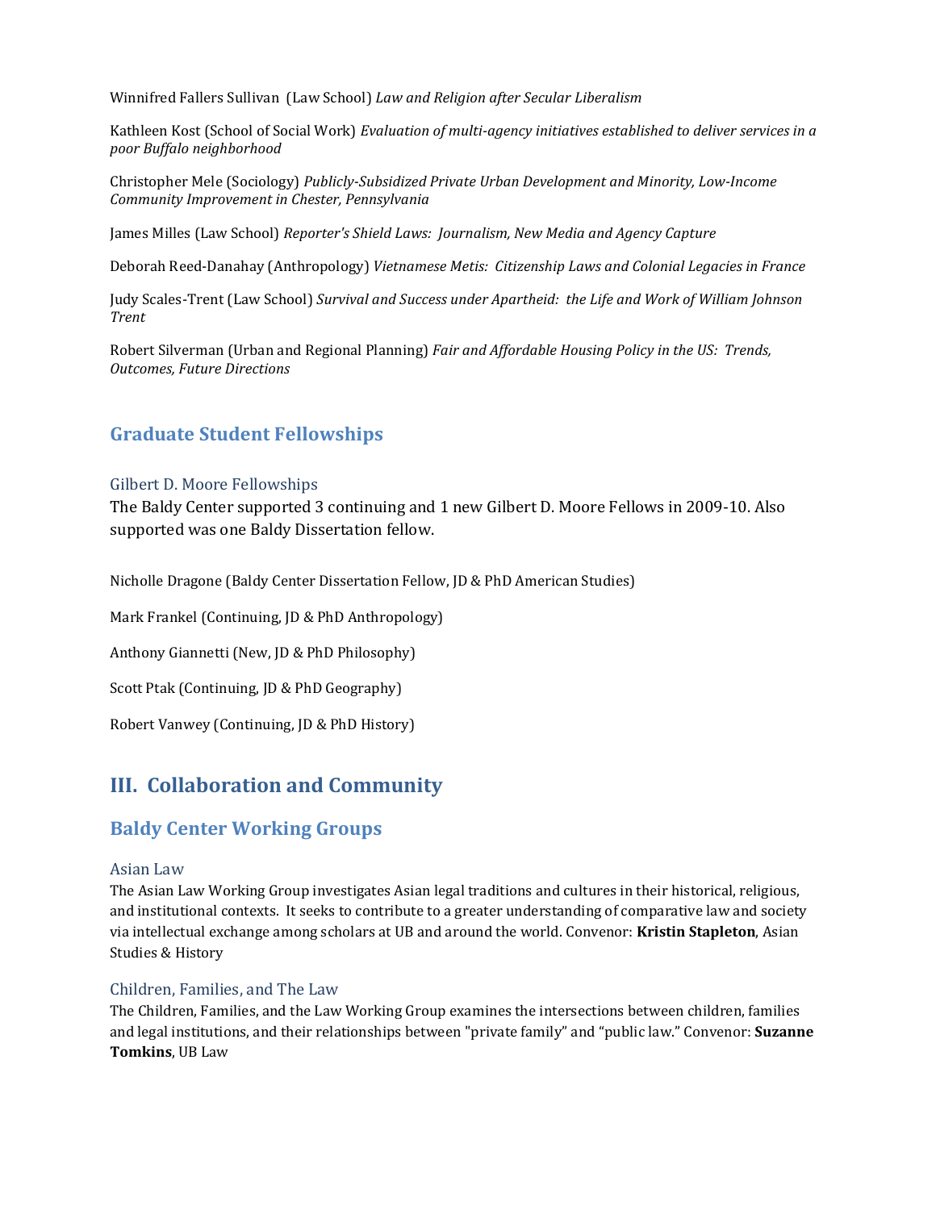Winnifred Fallers Sullivan (Law School) *Law and Religion after Secular Liberalism*

Kathleen Kost (School of Social Work) *Evaluation of multi-agency initiatives established to deliver services in a poor Buffalo neighborhood*

Christopher Mele (Sociology) *Publicly-Subsidized Private Urban Development and Minority, Low-Income Community Improvement in Chester, Pennsylvania*

James Milles (Law School) *Reporter's Shield Laws: Journalism, New Media and Agency Capture*

Deborah Reed-Danahay (Anthropology) *Vietnamese Metis: Citizenship Laws and Colonial Legacies in France*

Judy Scales-Trent (Law School) *Survival and Success under Apartheid: the Life and Work of William Johnson Trent*

Robert Silverman (Urban and Regional Planning) *Fair and Affordable Housing Policy in the US: Trends, Outcomes, Future Directions*

## Graduate Student Fellowships

### Gilbert D. Moore Fellowships

The Baldy Center supported 3 continuing and 1 new Gilbert D. Moore Fellows in 2009-10. Also supported was one Baldy Dissertation fellow.

Nicholle Dragone (Baldy Center Dissertation Fellow, JD & PhD American Studies)

Mark Frankel (Continuing, JD & PhD Anthropology)

Anthony Giannetti (New, JD & PhD Philosophy)

Scott Ptak (Continuing, JD & PhD Geography)

Robert Vanwey (Continuing, JD & PhD History)

# III. Collaboration and Community

## Baldy Center Working Groups

### Asian Law

The Asian Law Working Group investigates Asian legal traditions and cultures in their historical, religious, and institutional contexts. It seeks to contribute to a greater understanding of comparative law and society via intellectual exchange among scholars at UB and around the world. Convenor: **Kristin Stapleton**, Asian Studies & History

### Children, Families, and The Law

The Children, Families, and the Law Working Group examines the intersections between children, families and legal institutions, and their relationships between "private family" and "public law." Convenor: **Suzanne Tomkins**, UB Law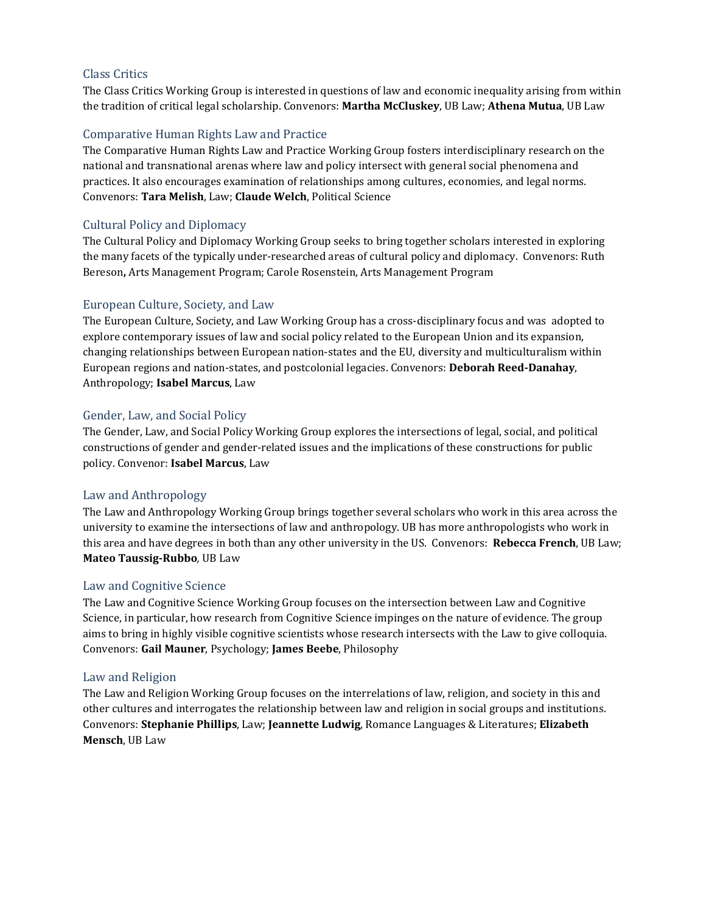### Class Critics

The Class Critics Working Group is interested in questions of law and economic inequality arising from within the tradition of critical legal scholarship. Convenors: **Martha McCluskey**, UB Law; **Athena Mutua**, UB Law

### Comparative Human Rights Law and Practice

The Comparative Human Rights Law and Practice Working Group fosters interdisciplinary research on the national and transnational arenas where law and policy intersect with general social phenomena and practices. It also encourages examination of relationships among cultures, economies, and legal norms. Convenors: **Tara Melish**, Law; **Claude Welch**, Political Science

### Cultural Policy and Diplomacy

The Cultural Policy and Diplomacy Working Group seeks to bring together scholars interested in exploring the many facets of the typically under-researched areas of cultural policy and diplomacy. Convenors: Ruth Bereson**,** Arts Management Program; Carole Rosenstein, Arts Management Program

### European Culture, Society, and Law

The European Culture, Society, and Law Working Group has a cross-disciplinary focus and was adopted to explore contemporary issues of law and social policy related to the European Union and its expansion, changing relationships between European nation-states and the EU, diversity and multiculturalism within European regions and nation-states, and postcolonial legacies. Convenors: **Deborah Reed-Danahay**, Anthropology; **Isabel Marcus**, Law

### Gender, Law, and Social Policy

The Gender, Law, and Social Policy Working Group explores the intersections of legal, social, and political constructions of gender and gender-related issues and the implications of these constructions for public policy. Convenor: **Isabel Marcus**, Law

### Law and Anthropology

The Law and Anthropology Working Group brings together several scholars who work in this area across the university to examine the intersections of law and anthropology. UB has more anthropologists who work in this area and have degrees in both than any other university in the US. Convenors: **Rebecca French**, UB Law; **Mateo Taussig-Rubbo**, UB Law

### Law and Cognitive Science

The Law and Cognitive Science Working Group focuses on the intersection between Law and Cognitive Science, in particular, how research from Cognitive Science impinges on the nature of evidence. The group aims to bring in highly visible cognitive scientists whose research intersects with the Law to give colloquia. Convenors: **Gail Mauner**, Psychology; **James Beebe**, Philosophy

### Law and Religion

The Law and Religion Working Group focuses on the interrelations of law, religion, and society in this and other cultures and interrogates the relationship between law and religion in social groups and institutions. Convenors: **Stephanie Phillips**, Law; **Jeannette Ludwig**, Romance Languages & Literatures; **Elizabeth Mensch**, UB Law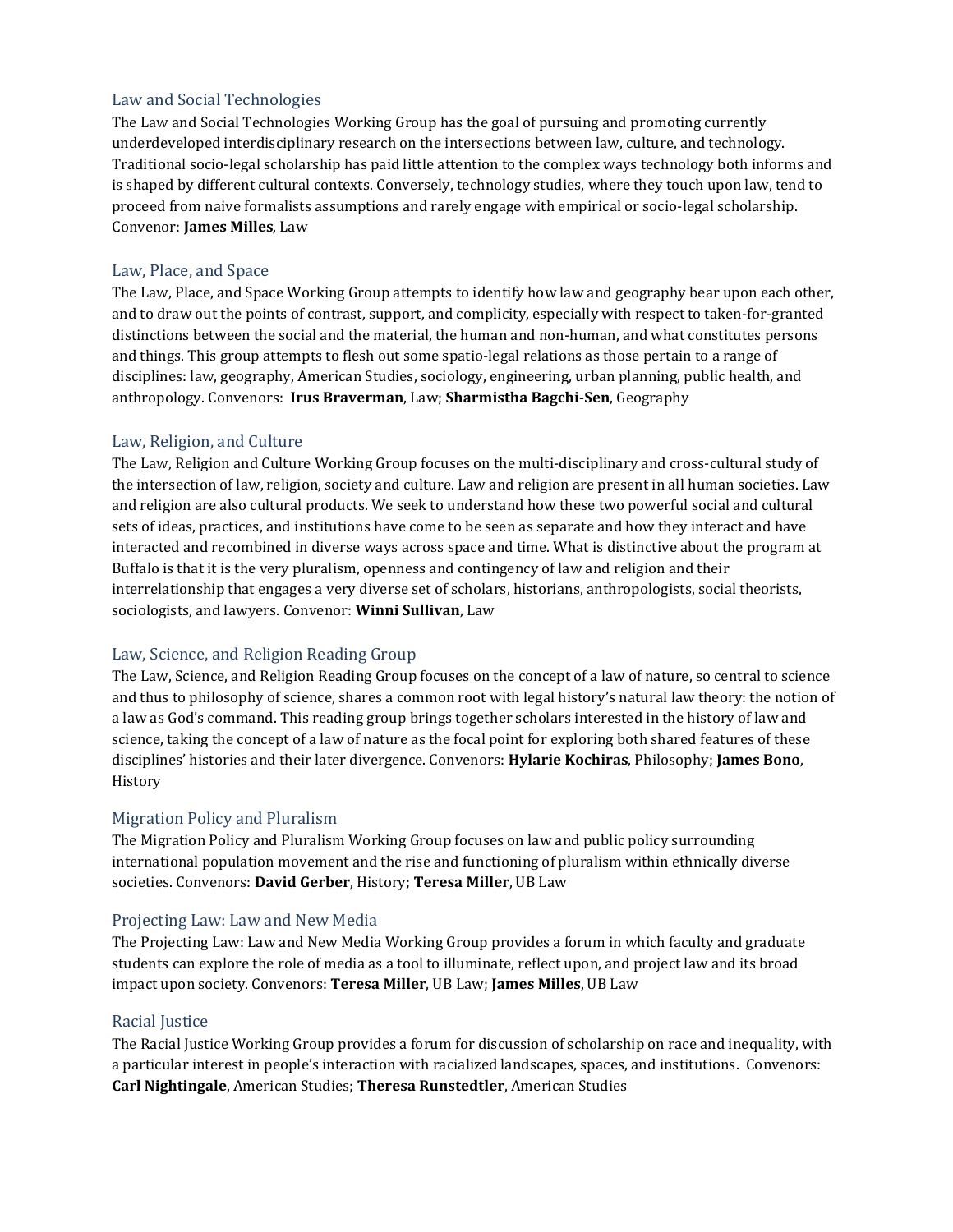## Law and Social Technologies

The Law and Social Technologies Working Group has the goal of pursuing and promoting currently underdeveloped interdisciplinary research on the intersections between law, culture, and technology. Traditional socio-legal scholarship has paid little attention to the complex ways technology both informs and is shaped by different cultural contexts. Conversely, technology studies, where they touch upon law, tend to proceed from naive formalists assumptions and rarely engage with empirical or socio-legal scholarship. Convenor: **James Milles**, Law

## Law, Place, and Space

The Law, Place, and Space Working Group attempts to identify how law and geography bear upon each other, and to draw out the points of contrast, support, and complicity, especially with respect to taken-for-granted distinctions between the social and the material, the human and non-human, and what constitutes persons and things. This group attempts to flesh out some spatio-legal relations as those pertain to a range of disciplines: law, geography, American Studies, sociology, engineering, urban planning, public health, and anthropology. Convenors: **Irus Braverman**, Law; **Sharmistha Bagchi-Sen**, Geography

## Law, Religion, and Culture

The Law, Religion and Culture Working Group focuses on the multi-disciplinary and cross-cultural study of the intersection of law, religion, society and culture. Law and religion are present in all human societies. Law and religion are also cultural products. We seek to understand how these two powerful social and cultural sets of ideas, practices, and institutions have come to be seen as separate and how they interact and have interacted and recombined in diverse ways across space and time. What is distinctive about the program at Buffalo is that it is the very pluralism, openness and contingency of law and religion and their interrelationship that engages a very diverse set of scholars, historians, anthropologists, social theorists, sociologists, and lawyers. Convenor: **Winni Sullivan**, Law

## Law, Science, and Religion Reading Group

The Law, Science, and Religion Reading Group focuses on the concept of a law of nature, so central to science and thus to philosophy of science, shares a common root with legal history's natural law theory: the notion of a law as God's command. This reading group brings together scholars interested in the history of law and science, taking the concept of a law of nature as the focal point for exploring both shared features of these disciplines' histories and their later divergence. Convenors: **Hylarie Kochiras**, Philosophy; **James Bono**, History

## Migration Policy and Pluralism

The Migration Policy and Pluralism Working Group focuses on law and public policy surrounding international population movement and the rise and functioning of pluralism within ethnically diverse societies. Convenors: **David Gerber**, History; **Teresa Miller**, UB Law

## Projecting Law: Law and New Media

The Projecting Law: Law and New Media Working Group provides a forum in which faculty and graduate students can explore the role of media as a tool to illuminate, reflect upon, and project law and its broad impact upon society. Convenors: **Teresa Miller**, UB Law; **James Milles**, UB Law

## Racial Justice

The Racial Justice Working Group provides a forum for discussion of scholarship on race and inequality, with a particular interest in people's interaction with racialized landscapes, spaces, and institutions. Convenors: **Carl Nightingale**, American Studies; **Theresa Runstedtler**, American Studies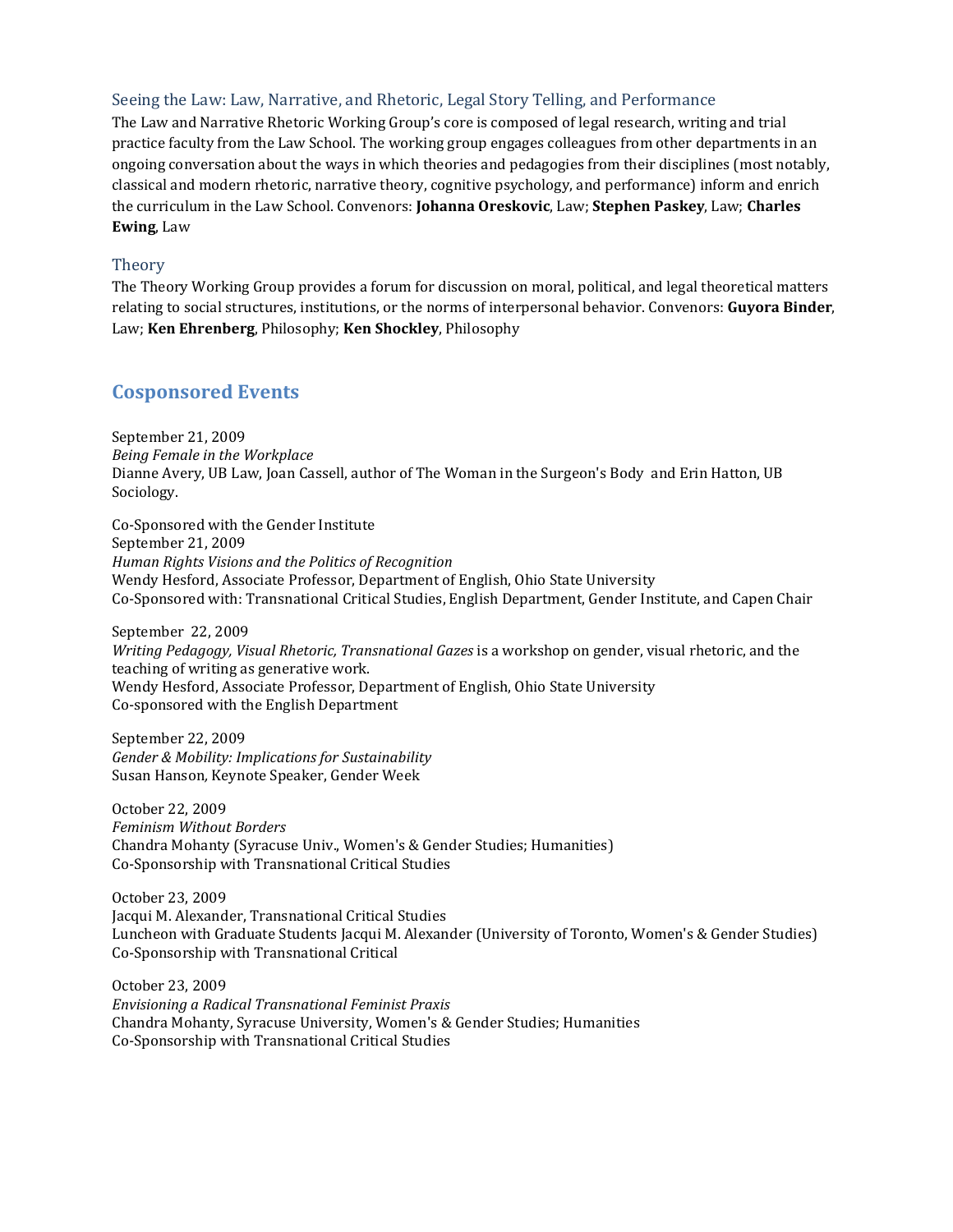### Seeing the Law: Law, Narrative, and Rhetoric, Legal Story Telling, and Performance

The Law and Narrative Rhetoric Working Group's core is composed of legal research, writing and trial practice faculty from the Law School. The working group engages colleagues from other departments in an ongoing conversation about the ways in which theories and pedagogies from their disciplines (most notably, classical and modern rhetoric, narrative theory, cognitive psychology, and performance) inform and enrich the curriculum in the Law School. Convenors: **Johanna Oreskovic**, Law; **Stephen Paskey**, Law; **Charles Ewing**, Law

### Theory

The Theory Working Group provides a forum for discussion on moral, political, and legal theoretical matters relating to social structures, institutions, or the norms of interpersonal behavior. Convenors: **Guyora Binder**, Law; **Ken Ehrenberg**, Philosophy; **Ken Shockley**, Philosophy

## Cosponsored Events

September 21, 2009
*Being Female in the Workplace*
Dianne Avery, UB Law, Joan Cassell, author of The Woman in the Surgeon's Body and Erin Hatton, UB Sociology.

Co-Sponsored with the Gender Institute
September 21, 2009
*Human Rights Visions and the Politics of Recognition*
Wendy Hesford, Associate Professor, Department of English, Ohio State University
Co-Sponsored with: Transnational Critical Studies, English Department, Gender Institute, and Capen Chair

September 22, 2009
*Writing Pedagogy, Visual Rhetoric, Transnational Gazes* is a workshop on gender, visual rhetoric, and the teaching of writing as generative work.
Wendy Hesford, Associate Professor, Department of English, Ohio State University
Co-sponsored with the English Department

September 22, 2009
*Gender & Mobility: Implications for Sustainability*
Susan Hanson, Keynote Speaker, Gender Week

October 22, 2009
*Feminism Without Borders*
Chandra Mohanty (Syracuse Univ., Women's & Gender Studies; Humanities)
Co-Sponsorship with Transnational Critical Studies

October 23, 2009
Jacqui M. Alexander, Transnational Critical Studies
Luncheon with Graduate Students Jacqui M. Alexander (University of Toronto, Women's & Gender Studies)
Co-Sponsorship with Transnational Critical

October 23, 2009
*Envisioning a Radical Transnational Feminist Praxis*
Chandra Mohanty, Syracuse University, Women's & Gender Studies; Humanities
Co-Sponsorship with Transnational Critical Studies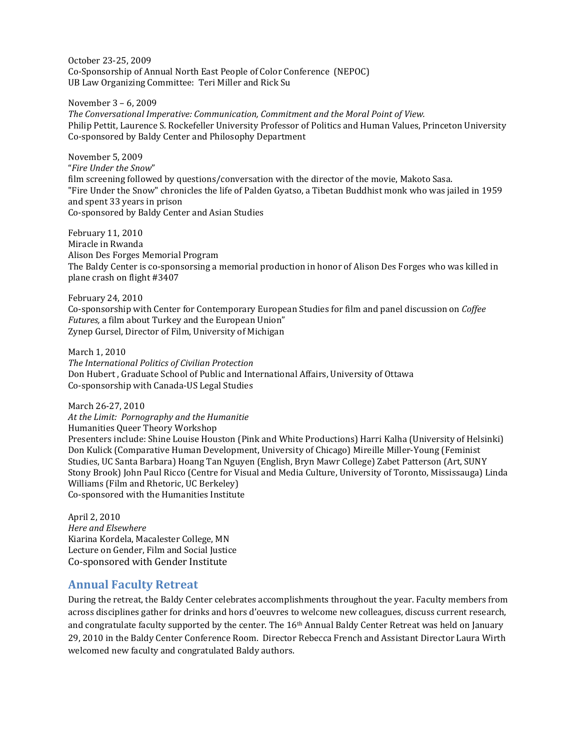October 23-25, 2009
Co-Sponsorship of Annual North East People of Color Conference (NEPOC)
UB Law Organizing Committee: Teri Miller and Rick Su

November 3 – 6, 2009
*The Conversational Imperative: Communication, Commitment and the Moral Point of View.*
Philip Pettit, Laurence S. Rockefeller University Professor of Politics and Human Values, Princeton University
Co-sponsored by Baldy Center and Philosophy Department

November 5, 2009
"*Fire Under the Snow*"
film screening followed by questions/conversation with the director of the movie, Makoto Sasa.
"Fire Under the Snow" chronicles the life of Palden Gyatso, a Tibetan Buddhist monk who was jailed in 1959 and spent 33 years in prison
Co-sponsored by Baldy Center and Asian Studies

February 11, 2010
Miracle in Rwanda
Alison Des Forges Memorial Program
The Baldy Center is co-sponsorsing a memorial production in honor of Alison Des Forges who was killed in plane crash on flight #3407

February 24, 2010
Co-sponsorship with Center for Contemporary European Studies for film and panel discussion on *Coffee Futures,* a film about Turkey and the European Union"
Zynep Gursel, Director of Film, University of Michigan

March 1, 2010
*The International Politics of Civilian Protection*
Don Hubert , Graduate School of Public and International Affairs, University of Ottawa
Co-sponsorship with Canada-US Legal Studies

March 26-27, 2010
*At the Limit: Pornography and the Humanitie*
Humanities Queer Theory Workshop
Presenters include: Shine Louise Houston (Pink and White Productions) Harri Kalha (University of Helsinki) Don Kulick (Comparative Human Development, University of Chicago) Mireille Miller-Young (Feminist Studies, UC Santa Barbara) Hoang Tan Nguyen (English, Bryn Mawr College) Zabet Patterson (Art, SUNY Stony Brook) John Paul Ricco (Centre for Visual and Media Culture, University of Toronto, Mississauga) Linda Williams (Film and Rhetoric, UC Berkeley)
Co-sponsored with the Humanities Institute

April 2, 2010
*Here and Elsewhere*
Kiarina Kordela, Macalester College, MN
Lecture on Gender, Film and Social Justice
Co-sponsored with Gender Institute

## Annual Faculty Retreat

During the retreat, the Baldy Center celebrates accomplishments throughout the year. Faculty members from across disciplines gather for drinks and hors d'oeuvres to welcome new colleagues, discuss current research, and congratulate faculty supported by the center. The 16th Annual Baldy Center Retreat was held on January 29, 2010 in the Baldy Center Conference Room. Director Rebecca French and Assistant Director Laura Wirth welcomed new faculty and congratulated Baldy authors.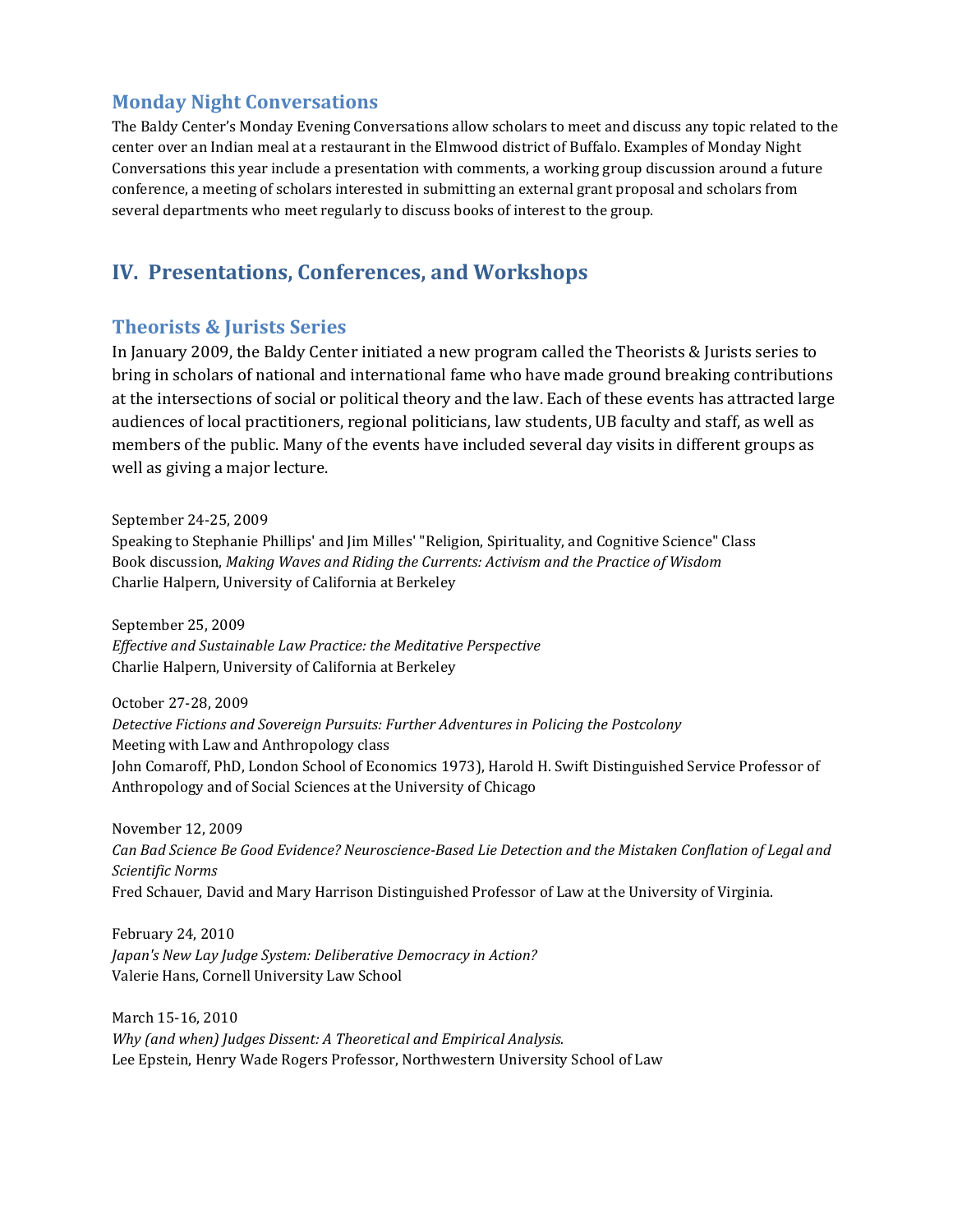### Monday Night Conversations

The Baldy Center's Monday Evening Conversations allow scholars to meet and discuss any topic related to the center over an Indian meal at a restaurant in the Elmwood district of Buffalo. Examples of Monday Night Conversations this year include a presentation with comments, a working group discussion around a future conference, a meeting of scholars interested in submitting an external grant proposal and scholars from several departments who meet regularly to discuss books of interest to the group.

## IV. Presentations, Conferences, and Workshops

### Theorists & Jurists Series

In January 2009, the Baldy Center initiated a new program called the Theorists & Jurists series to bring in scholars of national and international fame who have made ground breaking contributions at the intersections of social or political theory and the law. Each of these events has attracted large audiences of local practitioners, regional politicians, law students, UB faculty and staff, as well as members of the public. Many of the events have included several day visits in different groups as well as giving a major lecture.

September 24-25, 2009
Speaking to Stephanie Phillips' and Jim Milles' "Religion, Spirituality, and Cognitive Science" Class
Book discussion, *Making Waves and Riding the Currents: Activism and the Practice of Wisdom*
Charlie Halpern, University of California at Berkeley

September 25, 2009
*Effective and Sustainable Law Practice: the Meditative Perspective*
Charlie Halpern, University of California at Berkeley

October 27-28, 2009
*Detective Fictions and Sovereign Pursuits: Further Adventures in Policing the Postcolony*
Meeting with Law and Anthropology class
John Comaroff, PhD, London School of Economics 1973), Harold H. Swift Distinguished Service Professor of Anthropology and of Social Sciences at the University of Chicago

November 12, 2009
*Can Bad Science Be Good Evidence? Neuroscience-Based Lie Detection and the Mistaken Conflation of Legal and Scientific Norms*
Fred Schauer, David and Mary Harrison Distinguished Professor of Law at the University of Virginia.

February 24, 2010
*Japan's New Lay Judge System: Deliberative Democracy in Action?*
Valerie Hans, Cornell University Law School

March 15-16, 2010
*Why (and when) Judges Dissent: A Theoretical and Empirical Analysis.*
Lee Epstein, Henry Wade Rogers Professor, Northwestern University School of Law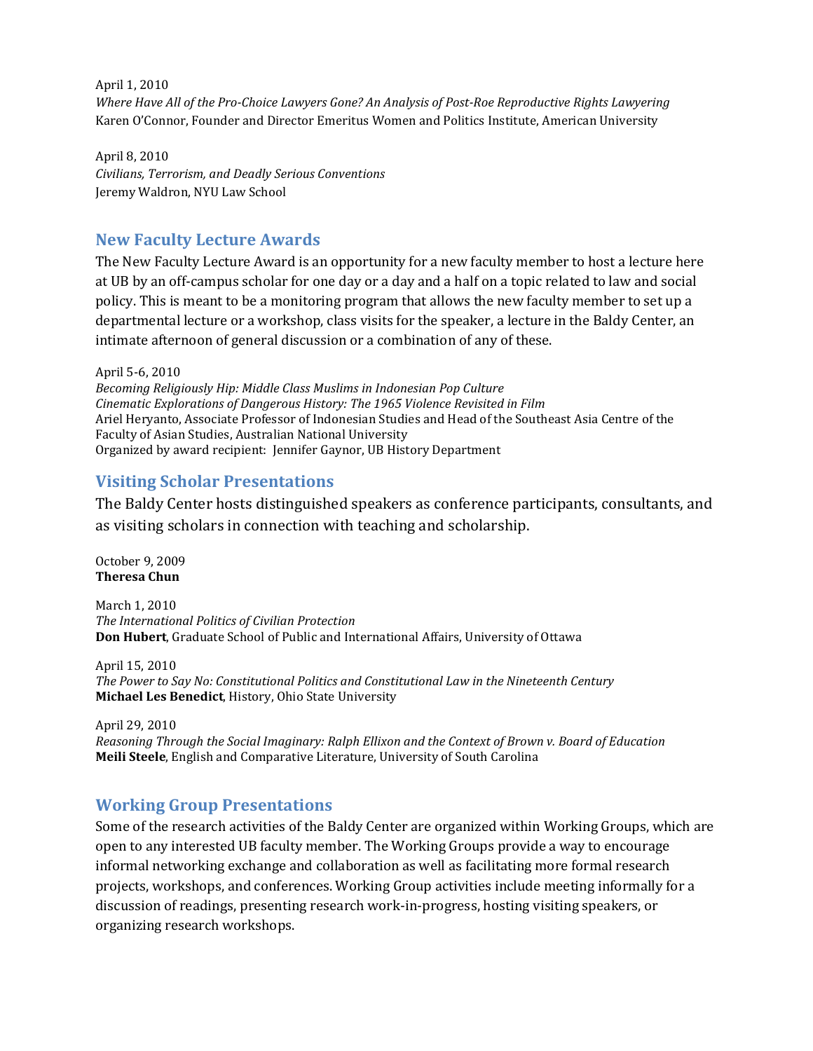April 1, 2010
*Where Have All of the Pro-Choice Lawyers Gone? An Analysis of Post-Roe Reproductive Rights Lawyering*
Karen O'Connor, Founder and Director Emeritus Women and Politics Institute, American University

April 8, 2010
*Civilians, Terrorism, and Deadly Serious Conventions*
Jeremy Waldron, NYU Law School

## New Faculty Lecture Awards

The New Faculty Lecture Award is an opportunity for a new faculty member to host a lecture here at UB by an off-campus scholar for one day or a day and a half on a topic related to law and social policy. This is meant to be a monitoring program that allows the new faculty member to set up a departmental lecture or a workshop, class visits for the speaker, a lecture in the Baldy Center, an intimate afternoon of general discussion or a combination of any of these.

April 5-6, 2010
*Becoming Religiously Hip: Middle Class Muslims in Indonesian Pop Culture*
*Cinematic Explorations of Dangerous History: The 1965 Violence Revisited in Film*
Ariel Heryanto, Associate Professor of Indonesian Studies and Head of the Southeast Asia Centre of the Faculty of Asian Studies, Australian National University
Organized by award recipient: Jennifer Gaynor, UB History Department

## Visiting Scholar Presentations

The Baldy Center hosts distinguished speakers as conference participants, consultants, and as visiting scholars in connection with teaching and scholarship.

October 9, 2009
**Theresa Chun**

March 1, 2010
*The International Politics of Civilian Protection*
**Don Hubert**, Graduate School of Public and International Affairs, University of Ottawa

April 15, 2010
*The Power to Say No: Constitutional Politics and Constitutional Law in the Nineteenth Century*
**Michael Les Benedict**, History, Ohio State University

April 29, 2010
*Reasoning Through the Social Imaginary: Ralph Ellixon and the Context of Brown v. Board of Education*
**Meili Steele**, English and Comparative Literature, University of South Carolina

## Working Group Presentations

Some of the research activities of the Baldy Center are organized within Working Groups, which are open to any interested UB faculty member. The Working Groups provide a way to encourage informal networking exchange and collaboration as well as facilitating more formal research projects, workshops, and conferences. Working Group activities include meeting informally for a discussion of readings, presenting research work-in-progress, hosting visiting speakers, or organizing research workshops.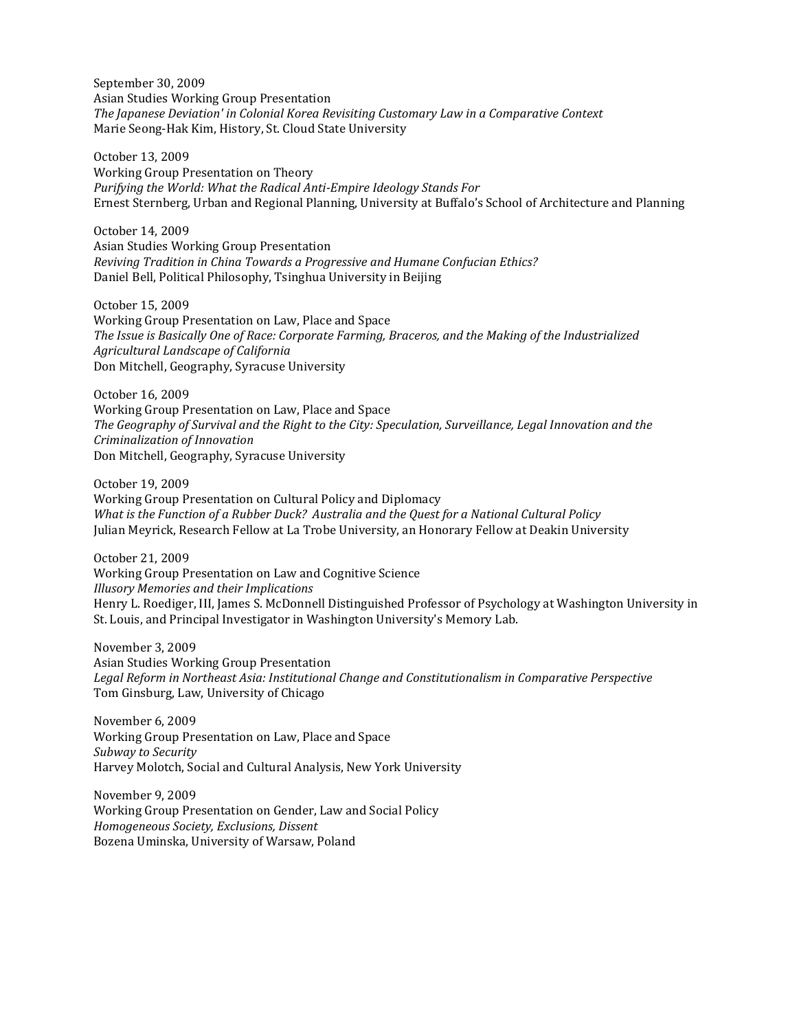September 30, 2009  
Asian Studies Working Group Presentation  
*The Japanese Deviation' in Colonial Korea Revisiting Customary Law in a Comparative Context*  
Marie Seong-Hak Kim, History, St. Cloud State University

October 13, 2009  
Working Group Presentation on Theory  
*Purifying the World: What the Radical Anti-Empire Ideology Stands For*  
Ernest Sternberg, Urban and Regional Planning, University at Buffalo's School of Architecture and Planning

October 14, 2009  
Asian Studies Working Group Presentation  
*Reviving Tradition in China Towards a Progressive and Humane Confucian Ethics?*  
Daniel Bell, Political Philosophy, Tsinghua University in Beijing

October 15, 2009  
Working Group Presentation on Law, Place and Space  
*The Issue is Basically One of Race: Corporate Farming, Braceros, and the Making of the Industrialized Agricultural Landscape of California*  
Don Mitchell, Geography, Syracuse University

October 16, 2009  
Working Group Presentation on Law, Place and Space  
*The Geography of Survival and the Right to the City: Speculation, Surveillance, Legal Innovation and the Criminalization of Innovation*  
Don Mitchell, Geography, Syracuse University

October 19, 2009  
Working Group Presentation on Cultural Policy and Diplomacy  
*What is the Function of a Rubber Duck? Australia and the Quest for a National Cultural Policy*  
Julian Meyrick, Research Fellow at La Trobe University, an Honorary Fellow at Deakin University

October 21, 2009  
Working Group Presentation on Law and Cognitive Science  
*Illusory Memories and their Implications*  
Henry L. Roediger, III, James S. McDonnell Distinguished Professor of Psychology at Washington University in St. Louis, and Principal Investigator in Washington University's Memory Lab.

November 3, 2009  
Asian Studies Working Group Presentation  
*Legal Reform in Northeast Asia: Institutional Change and Constitutionalism in Comparative Perspective*  
Tom Ginsburg, Law, University of Chicago

November 6, 2009  
Working Group Presentation on Law, Place and Space  
*Subway to Security*  
Harvey Molotch, Social and Cultural Analysis, New York University

November 9, 2009  
Working Group Presentation on Gender, Law and Social Policy  
*Homogeneous Society, Exclusions, Dissent*  
Bozena Uminska, University of Warsaw, Poland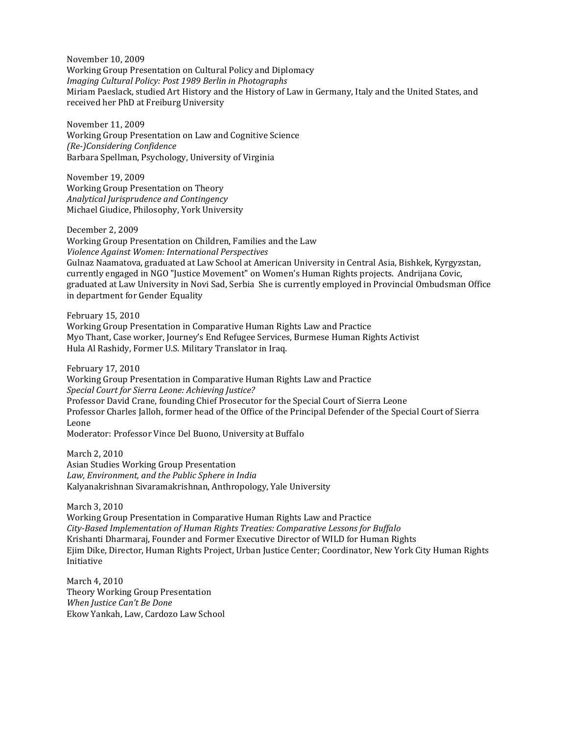November 10, 2009
Working Group Presentation on Cultural Policy and Diplomacy
*Imaging Cultural Policy: Post 1989 Berlin in Photographs*
Miriam Paeslack, studied Art History and the History of Law in Germany, Italy and the United States, and received her PhD at Freiburg University

November 11, 2009
Working Group Presentation on Law and Cognitive Science
*(Re-)Considering Confidence*
Barbara Spellman, Psychology, University of Virginia

November 19, 2009
Working Group Presentation on Theory
*Analytical Jurisprudence and Contingency*
Michael Giudice, Philosophy, York University

December 2, 2009
Working Group Presentation on Children, Families and the Law
*Violence Against Women: International Perspectives*
Gulnaz Naamatova, graduated at Law School at American University in Central Asia, Bishkek, Kyrgyzstan, currently engaged in NGO "Justice Movement" on Women's Human Rights projects. Andrijana Covic, graduated at Law University in Novi Sad, Serbia She is currently employed in Provincial Ombudsman Office in department for Gender Equality

February 15, 2010
Working Group Presentation in Comparative Human Rights Law and Practice
Myo Thant, Case worker, Journey's End Refugee Services, Burmese Human Rights Activist
Hula Al Rashidy, Former U.S. Military Translator in Iraq.

February 17, 2010
Working Group Presentation in Comparative Human Rights Law and Practice
*Special Court for Sierra Leone: Achieving Justice?*
Professor David Crane, founding Chief Prosecutor for the Special Court of Sierra Leone
Professor Charles Jalloh, former head of the Office of the Principal Defender of the Special Court of Sierra Leone
Moderator: Professor Vince Del Buono, University at Buffalo

March 2, 2010
Asian Studies Working Group Presentation
*Law, Environment, and the Public Sphere in India*
Kalyanakrishnan Sivaramakrishnan, Anthropology, Yale University

March 3, 2010
Working Group Presentation in Comparative Human Rights Law and Practice
*City-Based Implementation of Human Rights Treaties: Comparative Lessons for Buffalo*
Krishanti Dharmaraj, Founder and Former Executive Director of WILD for Human Rights
Ejim Dike, Director, Human Rights Project, Urban Justice Center; Coordinator, New York City Human Rights Initiative

March 4, 2010
Theory Working Group Presentation
*When Justice Can't Be Done*
Ekow Yankah, Law, Cardozo Law School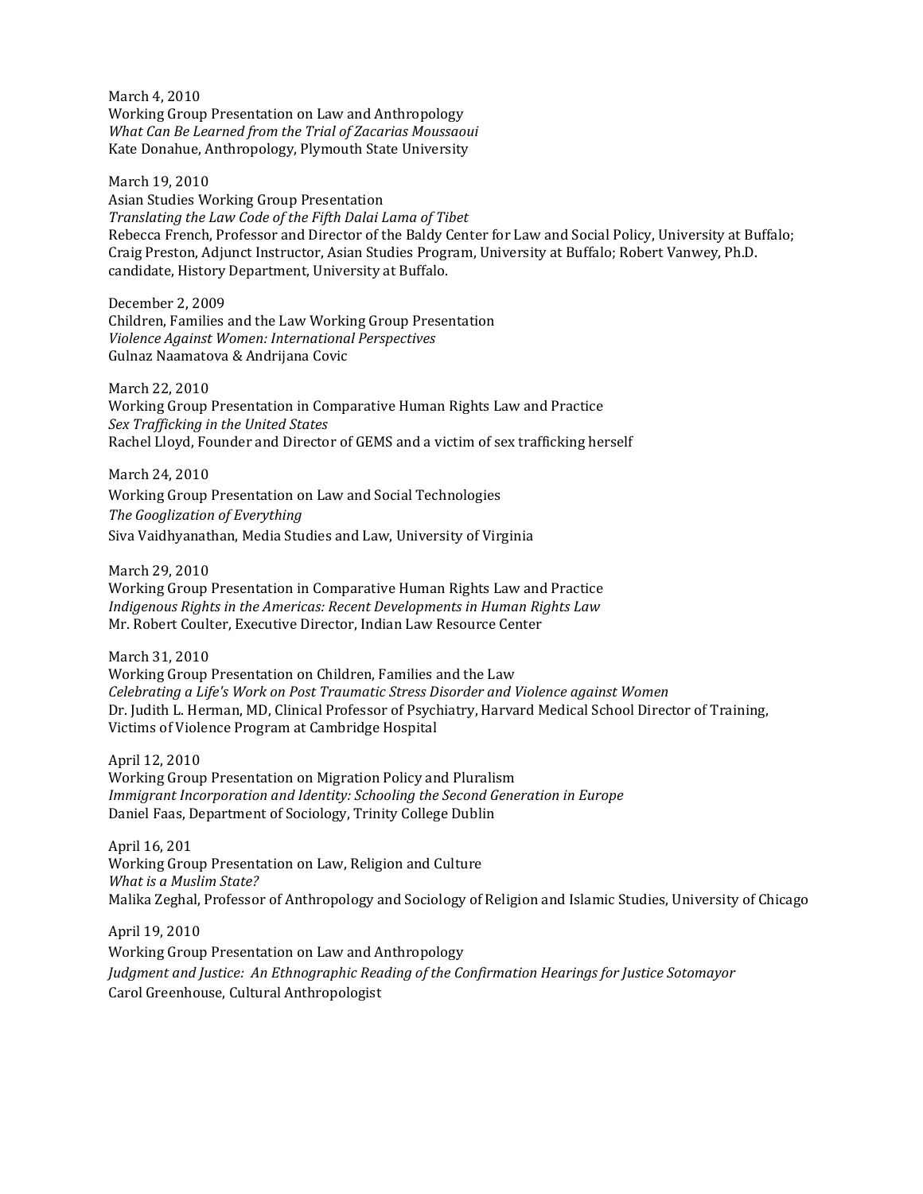March 4, 2010  
Working Group Presentation on Law and Anthropology  
*What Can Be Learned from the Trial of Zacarias Moussaoui*  
Kate Donahue, Anthropology, Plymouth State University

March 19, 2010  
Asian Studies Working Group Presentation  
*Translating the Law Code of the Fifth Dalai Lama of Tibet*  
Rebecca French, Professor and Director of the Baldy Center for Law and Social Policy, University at Buffalo; Craig Preston, Adjunct Instructor, Asian Studies Program, University at Buffalo; Robert Vanwey, Ph.D. candidate, History Department, University at Buffalo.

December 2, 2009  
Children, Families and the Law Working Group Presentation  
*Violence Against Women: International Perspectives*  
Gulnaz Naamatova & Andrijana Covic

March 22, 2010  
Working Group Presentation in Comparative Human Rights Law and Practice  
*Sex Trafficking in the United States*  
Rachel Lloyd, Founder and Director of GEMS and a victim of sex trafficking herself

March 24, 2010  
Working Group Presentation on Law and Social Technologies  
*The Googlization of Everything*  
Siva Vaidhyanathan, Media Studies and Law, University of Virginia

March 29, 2010  
Working Group Presentation in Comparative Human Rights Law and Practice  
*Indigenous Rights in the Americas: Recent Developments in Human Rights Law*  
Mr. Robert Coulter, Executive Director, Indian Law Resource Center

March 31, 2010  
Working Group Presentation on Children, Families and the Law  
*Celebrating a Life's Work on Post Traumatic Stress Disorder and Violence against Women*  
Dr. Judith L. Herman, MD, Clinical Professor of Psychiatry, Harvard Medical School Director of Training, Victims of Violence Program at Cambridge Hospital

April 12, 2010  
Working Group Presentation on Migration Policy and Pluralism  
*Immigrant Incorporation and Identity: Schooling the Second Generation in Europe*  
Daniel Faas, Department of Sociology, Trinity College Dublin

April 16, 201  
Working Group Presentation on Law, Religion and Culture  
*What is a Muslim State?*  
Malika Zeghal, Professor of Anthropology and Sociology of Religion and Islamic Studies, University of Chicago

April 19, 2010  
Working Group Presentation on Law and Anthropology  
*Judgment and Justice: An Ethnographic Reading of the Confirmation Hearings for Justice Sotomayor*  
Carol Greenhouse, Cultural Anthropologist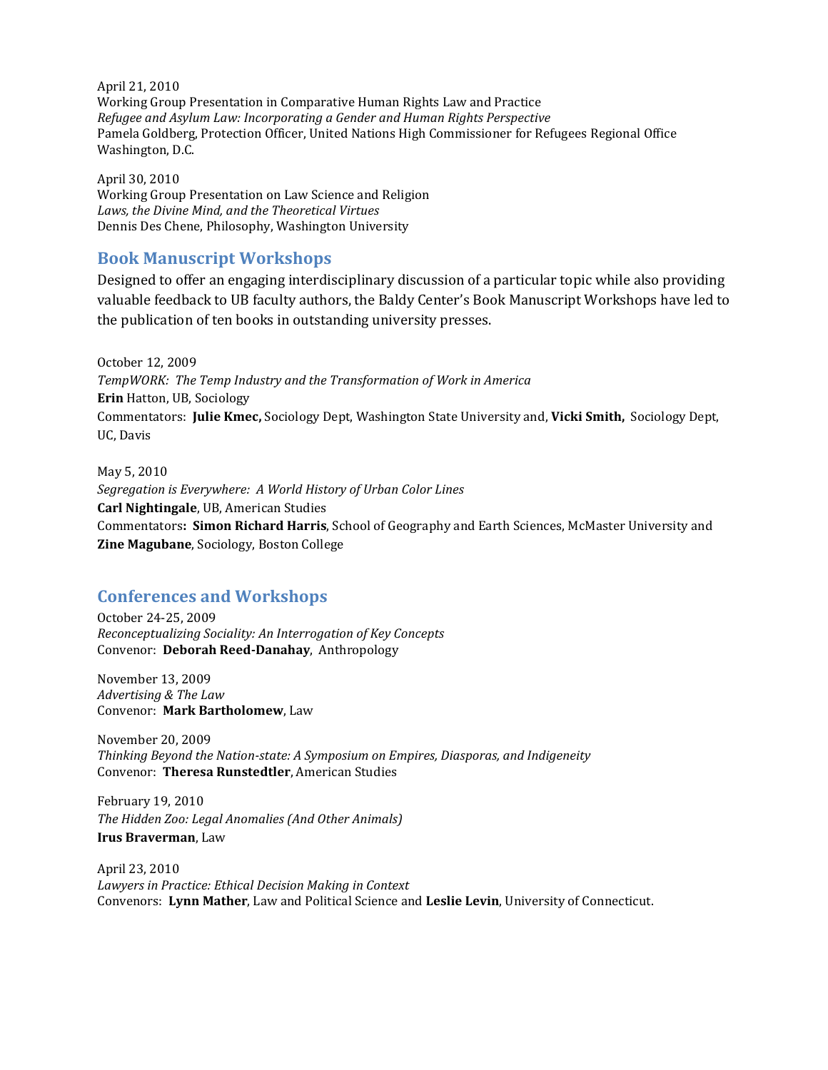April 21, 2010
Working Group Presentation in Comparative Human Rights Law and Practice
*Refugee and Asylum Law: Incorporating a Gender and Human Rights Perspective*
Pamela Goldberg, Protection Officer, United Nations High Commissioner for Refugees Regional Office Washington, D.C.

April 30, 2010
Working Group Presentation on Law Science and Religion
*Laws, the Divine Mind, and the Theoretical Virtues*
Dennis Des Chene, Philosophy, Washington University

## Book Manuscript Workshops

Designed to offer an engaging interdisciplinary discussion of a particular topic while also providing valuable feedback to UB faculty authors, the Baldy Center's Book Manuscript Workshops have led to the publication of ten books in outstanding university presses.

October 12, 2009
*TempWORK: The Temp Industry and the Transformation of Work in America*
**Erin** Hatton, UB, Sociology
Commentators: **Julie Kmec,** Sociology Dept, Washington State University and, **Vicki Smith,** Sociology Dept, UC, Davis

May 5, 2010
*Segregation is Everywhere: A World History of Urban Color Lines*
**Carl Nightingale**, UB, American Studies
Commentators**: Simon Richard Harris**, School of Geography and Earth Sciences, McMaster University and **Zine Magubane**, Sociology, Boston College

## Conferences and Workshops

October 24-25, 2009
*Reconceptualizing Sociality: An Interrogation of Key Concepts*
Convenor: **Deborah Reed-Danahay**, Anthropology

November 13, 2009
*Advertising & The Law*
Convenor: **Mark Bartholomew**, Law

November 20, 2009
*Thinking Beyond the Nation-state: A Symposium on Empires, Diasporas, and Indigeneity*
Convenor: **Theresa Runstedtler**, American Studies

February 19, 2010
*The Hidden Zoo: Legal Anomalies (And Other Animals)*
**Irus Braverman**, Law

April 23, 2010
*Lawyers in Practice: Ethical Decision Making in Context*
Convenors: **Lynn Mather**, Law and Political Science and **Leslie Levin**, University of Connecticut.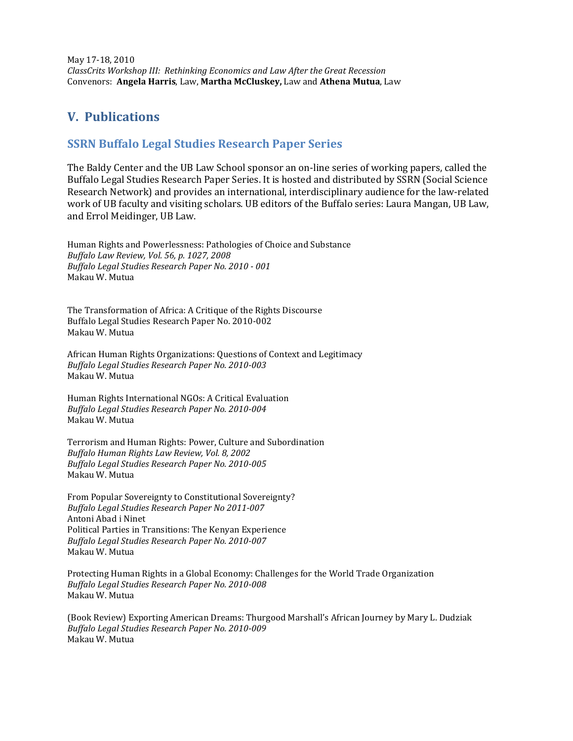May 17-18, 2010
*ClassCrits Workshop III: Rethinking Economics and Law After the Great Recession*
Convenors: **Angela Harris**, Law, **Martha McCluskey,** Law and **Athena Mutua**, Law

## V. Publications

### SSRN Buffalo Legal Studies Research Paper Series

The Baldy Center and the UB Law School sponsor an on-line series of working papers, called the Buffalo Legal Studies Research Paper Series. It is hosted and distributed by SSRN (Social Science Research Network) and provides an international, interdisciplinary audience for the law-related work of UB faculty and visiting scholars. UB editors of the Buffalo series: Laura Mangan, UB Law, and Errol Meidinger, UB Law.

Human Rights and Powerlessness: Pathologies of Choice and Substance
*Buffalo Law Review, Vol. 56, p. 1027, 2008*
*Buffalo Legal Studies Research Paper No. 2010 - 001*
Makau W. Mutua

The Transformation of Africa: A Critique of the Rights Discourse
Buffalo Legal Studies Research Paper No. 2010-002
Makau W. Mutua

African Human Rights Organizations: Questions of Context and Legitimacy
*Buffalo Legal Studies Research Paper No. 2010-003*
Makau W. Mutua

Human Rights International NGOs: A Critical Evaluation
*Buffalo Legal Studies Research Paper No. 2010-004*
Makau W. Mutua

Terrorism and Human Rights: Power, Culture and Subordination
*Buffalo Human Rights Law Review, Vol. 8, 2002*
*Buffalo Legal Studies Research Paper No. 2010-005*
Makau W. Mutua

From Popular Sovereignty to Constitutional Sovereignty?
*Buffalo Legal Studies Research Paper No 2011-007*
Antoni Abad i Ninet
Political Parties in Transitions: The Kenyan Experience
*Buffalo Legal Studies Research Paper No. 2010-007*
Makau W. Mutua

Protecting Human Rights in a Global Economy: Challenges for the World Trade Organization
*Buffalo Legal Studies Research Paper No. 2010-008*
Makau W. Mutua

(Book Review) Exporting American Dreams: Thurgood Marshall's African Journey by Mary L. Dudziak
*Buffalo Legal Studies Research Paper No. 2010-009*
Makau W. Mutua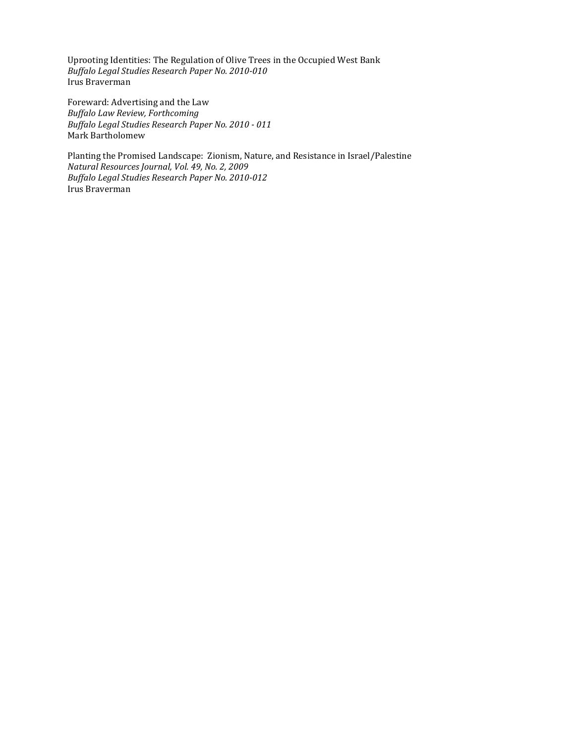Uprooting Identities: The Regulation of Olive Trees in the Occupied West Bank
*Buffalo Legal Studies Research Paper No. 2010-010*
Irus Braverman

Foreward: Advertising and the Law
*Buffalo Law Review, Forthcoming*
*Buffalo Legal Studies Research Paper No. 2010 - 011*
Mark Bartholomew

Planting the Promised Landscape: Zionism, Nature, and Resistance in Israel/Palestine
*Natural Resources Journal, Vol. 49, No. 2, 2009*
*Buffalo Legal Studies Research Paper No. 2010-012*
Irus Braverman